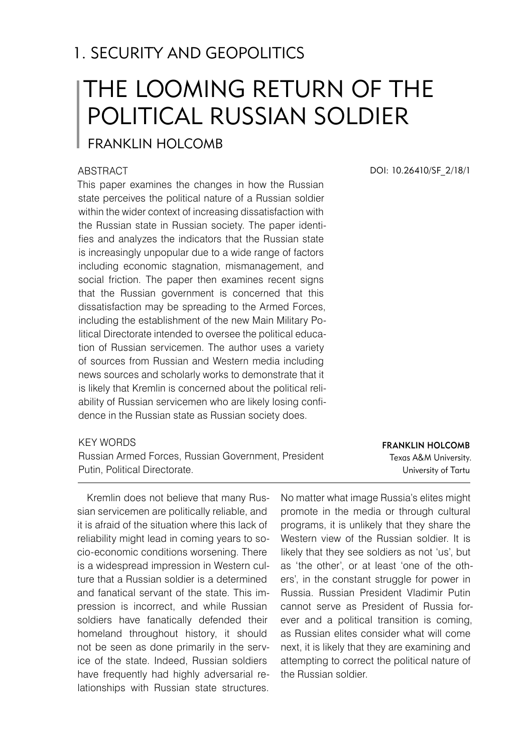## 1. SECURITY AND GEOPOLITICS

# THE LOOMING RETURN OF THE POLITICAL RUSSIAN SOLDIER

## FRANKLIN HOLCOMB

DOI: 10.26410/SF_2/18/1

### ABSTRACT

This paper examines the changes in how the Russian state perceives the political nature of a Russian soldier within the wider context of increasing dissatisfaction with the Russian state in Russian society. The paper identifies and analyzes the indicators that the Russian state is increasingly unpopular due to a wide range of factors including economic stagnation, mismanagement, and social friction. The paper then examines recent signs that the Russian government is concerned that this dissatisfaction may be spreading to the Armed Forces, including the establishment of the new Main Military Political Directorate intended to oversee the political education of Russian servicemen. The author uses a variety of sources from Russian and Western media including news sources and scholarly works to demonstrate that it is likely that Kremlin is concerned about the political reliability of Russian servicemen who are likely losing confidence in the Russian state as Russian society does.

### KEY WORDS

Russian Armed Forces, Russian Government, President Putin, Political Directorate.

**FRANKLIN HOLCOMB**
Texas A&M University.
University of Tartu

Kremlin does not believe that many Russian servicemen are politically reliable, and it is afraid of the situation where this lack of reliability might lead in coming years to socio-economic conditions worsening. There is a widespread impression in Western culture that a Russian soldier is a determined and fanatical servant of the state. This impression is incorrect, and while Russian soldiers have fanatically defended their homeland throughout history, it should not be seen as done primarily in the service of the state. Indeed, Russian soldiers have frequently had highly adversarial relationships with Russian state structures. No matter what image Russia's elites might promote in the media or through cultural programs, it is unlikely that they share the Western view of the Russian soldier. It is likely that they see soldiers as not 'us', but as 'the other', or at least 'one of the others', in the constant struggle for power in Russia. Russian President Vladimir Putin cannot serve as President of Russia forever and a political transition is coming, as Russian elites consider what will come next, it is likely that they are examining and attempting to correct the political nature of the Russian soldier.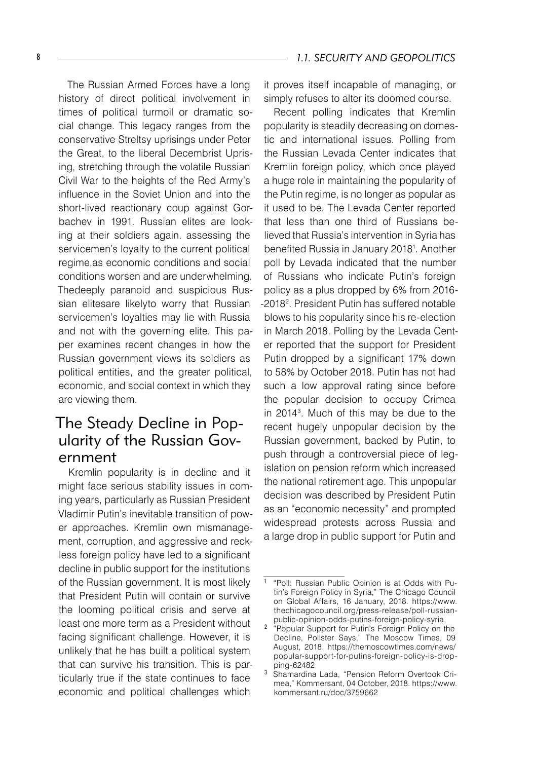The Russian Armed Forces have a long history of direct political involvement in times of political turmoil or dramatic social change. This legacy ranges from the conservative Streltsy uprisings under Peter the Great, to the liberal Decembrist Uprising, stretching through the volatile Russian Civil War to the heights of the Red Army's influence in the Soviet Union and into the short-lived reactionary coup against Gorbachev in 1991. Russian elites are looking at their soldiers again. assessing the servicemen's loyalty to the current political regime,as economic conditions and social conditions worsen and are underwhelming. Thedeeply paranoid and suspicious Russian elitesare likelyto worry that Russian servicemen's loyalties may lie with Russia and not with the governing elite. This paper examines recent changes in how the Russian government views its soldiers as political entities, and the greater political, economic, and social context in which they are viewing them.

## The Steady Decline in Popularity of the Russian Government

Kremlin popularity is in decline and it might face serious stability issues in coming years, particularly as Russian President Vladimir Putin's inevitable transition of power approaches. Kremlin own mismanagement, corruption, and aggressive and reckless foreign policy have led to a significant decline in public support for the institutions of the Russian government. It is most likely that President Putin will contain or survive the looming political crisis and serve at least one more term as a President without facing significant challenge. However, it is unlikely that he has built a political system that can survive his transition. This is particularly true if the state continues to face economic and political challenges which it proves itself incapable of managing, or simply refuses to alter its doomed course.

Recent polling indicates that Kremlin popularity is steadily decreasing on domestic and international issues. Polling from the Russian Levada Center indicates that Kremlin foreign policy, which once played a huge role in maintaining the popularity of the Putin regime, is no longer as popular as it used to be. The Levada Center reported that less than one third of Russians believed that Russia's intervention in Syria has benefited Russia in January 2018[1]. Another poll by Levada indicated that the number of Russians who indicate Putin's foreign policy as a plus dropped by 6% from 2016--2018[2]. President Putin has suffered notable blows to his popularity since his re-election in March 2018. Polling by the Levada Center reported that the support for President Putin dropped by a significant 17% down to 58% by October 2018. Putin has not had such a low approval rating since before the popular decision to occupy Crimea in 2014[3]. Much of this may be due to the recent hugely unpopular decision by the Russian government, backed by Putin, to push through a controversial piece of legislation on pension reform which increased the national retirement age. This unpopular decision was described by President Putin as an "economic necessity" and prompted widespread protests across Russia and a large drop in public support for Putin and

---

[1] "Poll: Russian Public Opinion is at Odds with Putin's Foreign Policy in Syria," The Chicago Council on Global Affairs, 16 January, 2018. https://www.thechicagocouncil.org/press-release/poll-russian-public-opinion-odds-putins-foreign-policy-syria,

[2] "Popular Support for Putin's Foreign Policy on the Decline, Pollster Says," The Moscow Times, 09 August, 2018. https://themoscowtimes.com/news/popular-support-for-putins-foreign-policy-is-dropping-62482

[3] Shamardina Lada, "Pension Reform Overtook Crimea," Kommersant, 04 October, 2018. https://www.kommersant.ru/doc/3759662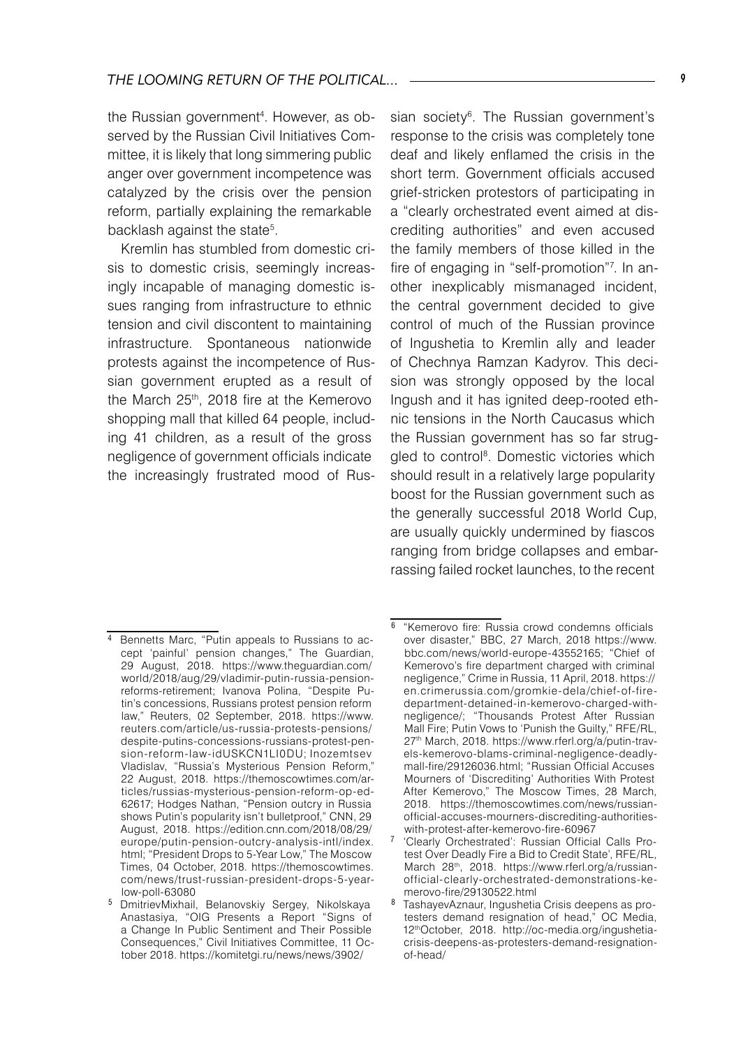the Russian government[4]. However, as observed by the Russian Civil Initiatives Committee, it is likely that long simmering public anger over government incompetence was catalyzed by the crisis over the pension reform, partially explaining the remarkable backlash against the state[5].

Kremlin has stumbled from domestic crisis to domestic crisis, seemingly increasingly incapable of managing domestic issues ranging from infrastructure to ethnic tension and civil discontent to maintaining infrastructure. Spontaneous nationwide protests against the incompetence of Russian government erupted as a result of the March 25th, 2018 fire at the Kemerovo shopping mall that killed 64 people, including 41 children, as a result of the gross negligence of government officials indicate the increasingly frustrated mood of Russian society[6]. The Russian government's response to the crisis was completely tone deaf and likely enflamed the crisis in the short term. Government officials accused grief-stricken protestors of participating in a "clearly orchestrated event aimed at discrediting authorities" and even accused the family members of those killed in the fire of engaging in "self-promotion"[7]. In another inexplicably mismanaged incident, the central government decided to give control of much of the Russian province of Ingushetia to Kremlin ally and leader of Chechnya Ramzan Kadyrov. This decision was strongly opposed by the local Ingush and it has ignited deep-rooted ethnic tensions in the North Caucasus which the Russian government has so far struggled to control[8]. Domestic victories which should result in a relatively large popularity boost for the Russian government such as the generally successful 2018 World Cup, are usually quickly undermined by fiascos ranging from bridge collapses and embarrassing failed rocket launches, to the recent

---

[4] Bennetts Marc, "Putin appeals to Russians to accept 'painful' pension changes," The Guardian, 29 August, 2018. https://www.theguardian.com/world/2018/aug/29/vladimir-putin-russia-pension-reforms-retirement; Ivanova Polina, "Despite Putin's concessions, Russians protest pension reform law," Reuters, 02 September, 2018. https://www.reuters.com/article/us-russia-protests-pensions/despite-putins-concessions-russians-protest-pension-reform-law-idUSKCN1LI0DU; Inozemtsev Vladislav, "Russia's Mysterious Pension Reform," 22 August, 2018. https://themoscowtimes.com/articles/russias-mysterious-pension-reform-op-ed-62617; Hodges Nathan, "Pension outcry in Russia shows Putin's popularity isn't bulletproof," CNN, 29 August, 2018. https://edition.cnn.com/2018/08/29/europe/putin-pension-outcry-analysis-intl/index.html; "President Drops to 5-Year Low," The Moscow Times, 04 October, 2018. https://themoscowtimes.com/news/trust-russian-president-drops-5-year-low-poll-63080

[5] DmitrievMixhail, Belanovskiy Sergey, Nikolskaya Anastasiya, "OIG Presents a Report "Signs of a Change In Public Sentiment and Their Possible Consequences," Civil Initiatives Committee, 11 October 2018. https://komitetgi.ru/news/news/3902/

[6] "Kemerovo fire: Russia crowd condemns officials over disaster," BBC, 27 March, 2018 https://www.bbc.com/news/world-europe-43552165; "Chief of Kemerovo's fire department charged with criminal negligence," Crime in Russia, 11 April, 2018. https://en.crimerussia.com/gromkie-dela/chief-of-fire-department-detained-in-kemerovo-charged-with-negligence/; "Thousands Protest After Russian Mall Fire; Putin Vows to 'Punish the Guilty," RFE/RL, 27th March, 2018. https://www.rferl.org/a/putin-travels-kemerovo-blams-criminal-negligence-deadly-mall-fire/29126036.html; "Russian Official Accuses Mourners of 'Discrediting' Authorities With Protest After Kemerovo," The Moscow Times, 28 March, 2018. https://themoscowtimes.com/news/russian-official-accuses-mourners-discrediting-authorities-with-protest-after-kemerovo-fire-60967

[7] 'Clearly Orchestrated': Russian Official Calls Protest Over Deadly Fire a Bid to Credit State', RFE/RL, March 28th, 2018. https://www.rferl.org/a/russian-official-clearly-orchestrated-demonstrations-kemerovo-fire/29130522.html

[8] TashayevAznaur, Ingushetia Crisis deepens as protesters demand resignation of head," OC Media, 12thOctober, 2018. http://oc-media.org/ingushetia-crisis-deepens-as-protesters-demand-resignation-of-head/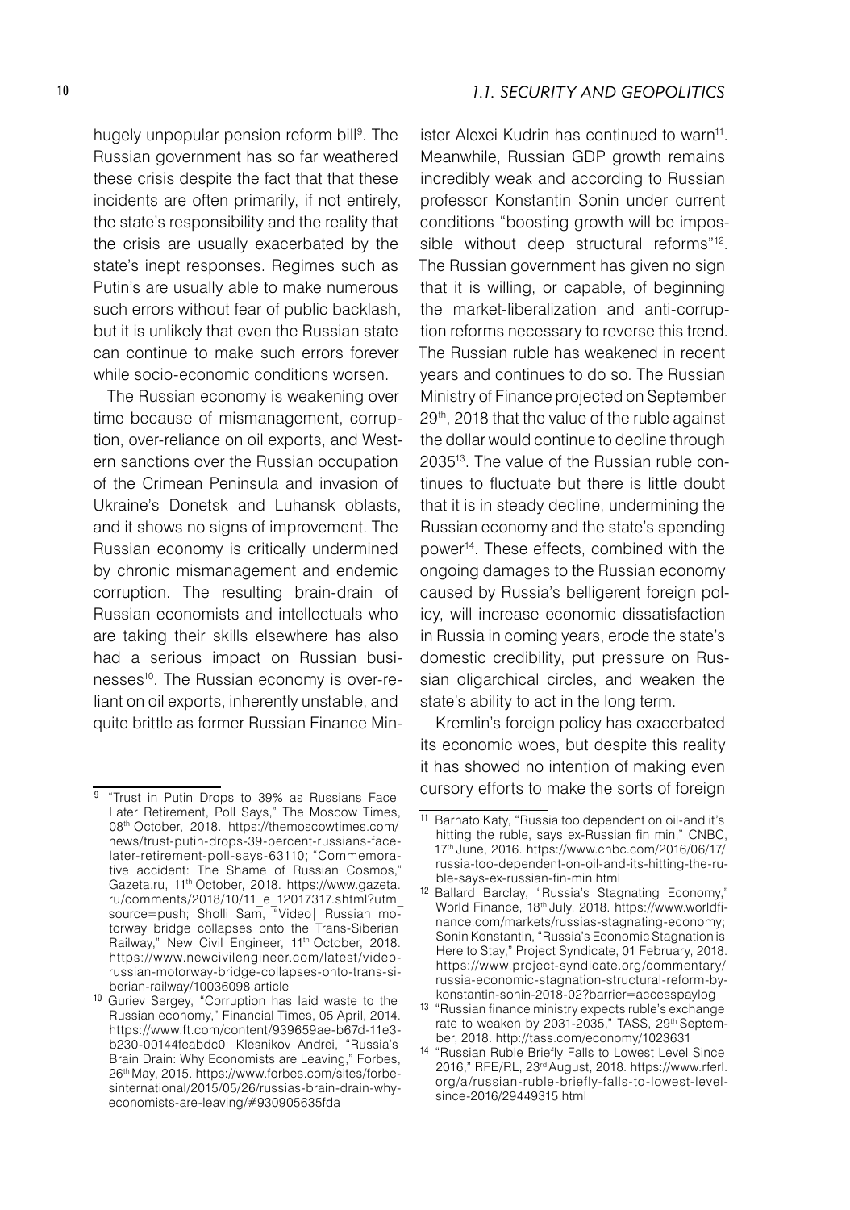hugely unpopular pension reform bill[9]. The Russian government has so far weathered these crisis despite the fact that that these incidents are often primarily, if not entirely, the state's responsibility and the reality that the crisis are usually exacerbated by the state's inept responses. Regimes such as Putin's are usually able to make numerous such errors without fear of public backlash, but it is unlikely that even the Russian state can continue to make such errors forever while socio-economic conditions worsen.

The Russian economy is weakening over time because of mismanagement, corruption, over-reliance on oil exports, and Western sanctions over the Russian occupation of the Crimean Peninsula and invasion of Ukraine's Donetsk and Luhansk oblasts, and it shows no signs of improvement. The Russian economy is critically undermined by chronic mismanagement and endemic corruption. The resulting brain-drain of Russian economists and intellectuals who are taking their skills elsewhere has also had a serious impact on Russian businesses[10]. The Russian economy is over-reliant on oil exports, inherently unstable, and quite brittle as former Russian Finance Minister Alexei Kudrin has continued to warn[11]. Meanwhile, Russian GDP growth remains incredibly weak and according to Russian professor Konstantin Sonin under current conditions "boosting growth will be impossible without deep structural reforms"[12]. The Russian government has given no sign that it is willing, or capable, of beginning the market-liberalization and anti-corruption reforms necessary to reverse this trend. The Russian ruble has weakened in recent years and continues to do so. The Russian Ministry of Finance projected on September 29th, 2018 that the value of the ruble against the dollar would continue to decline through 2035[13]. The value of the Russian ruble continues to fluctuate but there is little doubt that it is in steady decline, undermining the Russian economy and the state's spending power[14]. These effects, combined with the ongoing damages to the Russian economy caused by Russia's belligerent foreign policy, will increase economic dissatisfaction in Russia in coming years, erode the state's domestic credibility, put pressure on Russian oligarchical circles, and weaken the state's ability to act in the long term.

Kremlin's foreign policy has exacerbated its economic woes, but despite this reality it has showed no intention of making even cursory efforts to make the sorts of foreign

---

[9] "Trust in Putin Drops to 39% as Russians Face Later Retirement, Poll Says," The Moscow Times, 08th October, 2018. https://themoscowtimes.com/news/trust-putin-drops-39-percent-russians-face-later-retirement-poll-says-63110; "Commemorative accident: The Shame of Russian Cosmos," Gazeta.ru, 11th October, 2018. https://www.gazeta.ru/comments/2018/10/11_e_12017317.shtml?utm_source=push; Sholli Sam, "Video| Russian motorway bridge collapses onto the Trans-Siberian Railway," New Civil Engineer, 11th October, 2018. https://www.newcivilengineer.com/latest/video-russian-motorway-bridge-collapses-onto-trans-siberian-railway/10036098.article

[10] Guriev Sergey, "Corruption has laid waste to the Russian economy," Financial Times, 05 April, 2014. https://www.ft.com/content/939659ae-b67d-11e3-b230-00144feabdc0; Klesnikov Andrei, "Russia's Brain Drain: Why Economists are Leaving," Forbes, 26th May, 2015. https://www.forbes.com/sites/forbesinternational/2015/05/26/russias-brain-drain-why-economists-are-leaving/#930905635fda

[11] Barnato Katy, "Russia too dependent on oil-and it's hitting the ruble, says ex-Russian fin min," CNBC, 17th June, 2016. https://www.cnbc.com/2016/06/17/russia-too-dependent-on-oil-and-its-hitting-the-ruble-says-ex-russian-fin-min.html

[12] Ballard Barclay, "Russia's Stagnating Economy," World Finance, 18th July, 2018. https://www.worldfinance.com/markets/russias-stagnating-economy; Sonin Konstantin, "Russia's Economic Stagnation is Here to Stay," Project Syndicate, 01 February, 2018. https://www.project-syndicate.org/commentary/russia-economic-stagnation-structural-reform-by-konstantin-sonin-2018-02?barrier=accesspaylog

[13] "Russian finance ministry expects ruble's exchange rate to weaken by 2031-2035," TASS, 29th September, 2018. http://tass.com/economy/1023631

[14] "Russian Ruble Briefly Falls to Lowest Level Since 2016," RFE/RL, 23rd August, 2018. https://www.rferl.org/a/russian-ruble-briefly-falls-to-lowest-level-since-2016/29449315.html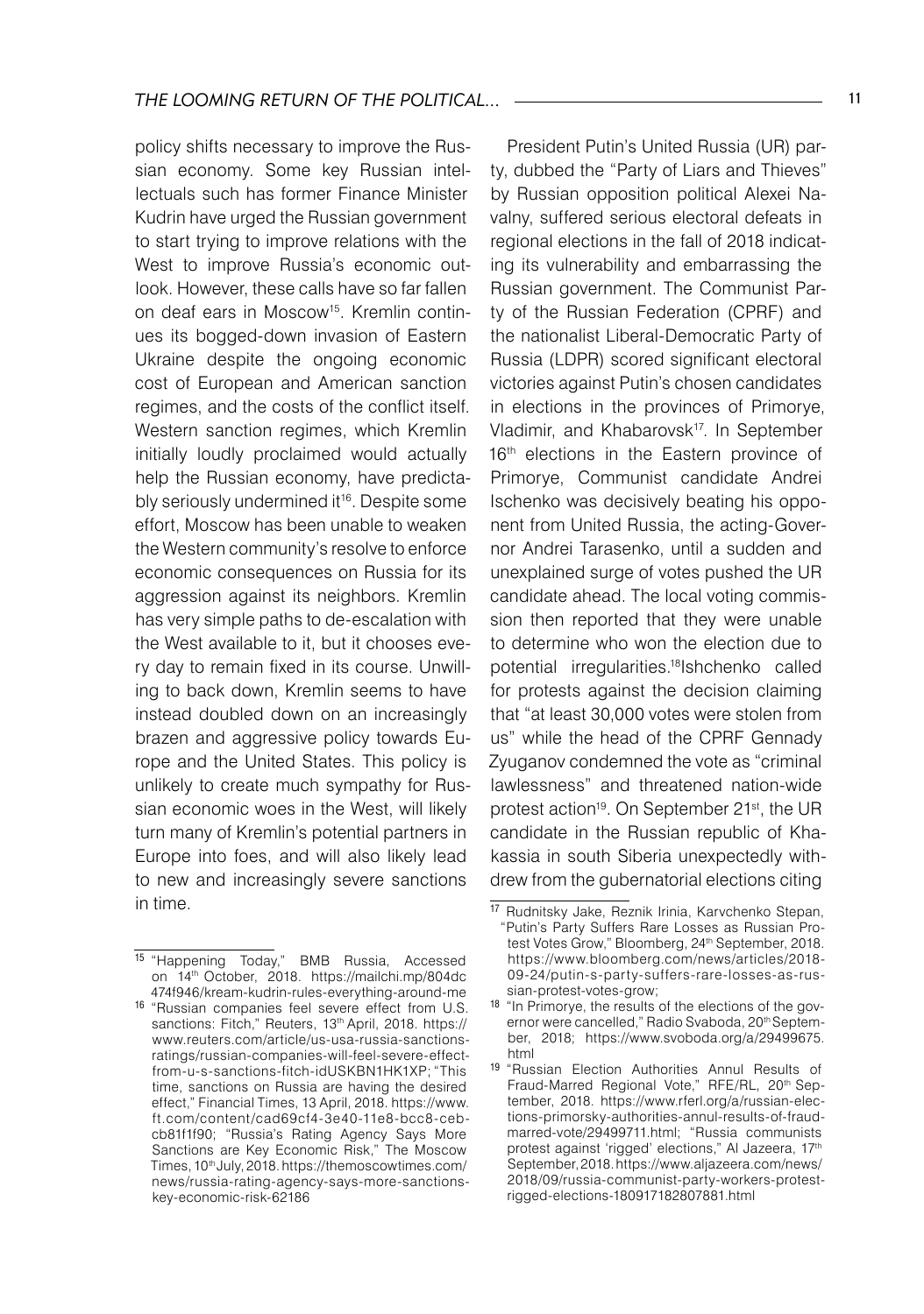policy shifts necessary to improve the Russian economy. Some key Russian intellectuals such has former Finance Minister Kudrin have urged the Russian government to start trying to improve relations with the West to improve Russia's economic outlook. However, these calls have so far fallen on deaf ears in Moscow[15]. Kremlin continues its bogged-down invasion of Eastern Ukraine despite the ongoing economic cost of European and American sanction regimes, and the costs of the conflict itself. Western sanction regimes, which Kremlin initially loudly proclaimed would actually help the Russian economy, have predictably seriously undermined it[16]. Despite some effort, Moscow has been unable to weaken the Western community's resolve to enforce economic consequences on Russia for its aggression against its neighbors. Kremlin has very simple paths to de-escalation with the West available to it, but it chooses every day to remain fixed in its course. Unwilling to back down, Kremlin seems to have instead doubled down on an increasingly brazen and aggressive policy towards Europe and the United States. This policy is unlikely to create much sympathy for Russian economic woes in the West, will likely turn many of Kremlin's potential partners in Europe into foes, and will also likely lead to new and increasingly severe sanctions in time.

President Putin's United Russia (UR) party, dubbed the "Party of Liars and Thieves" by Russian opposition political Alexei Navalny, suffered serious electoral defeats in regional elections in the fall of 2018 indicating its vulnerability and embarrassing the Russian government. The Communist Party of the Russian Federation (CPRF) and the nationalist Liberal-Democratic Party of Russia (LDPR) scored significant electoral victories against Putin's chosen candidates in elections in the provinces of Primorye, Vladimir, and Khabarovsk[17]. In September 16th elections in the Eastern province of Primorye, Communist candidate Andrei Ischenko was decisively beating his opponent from United Russia, the acting-Governor Andrei Tarasenko, until a sudden and unexplained surge of votes pushed the UR candidate ahead. The local voting commission then reported that they were unable to determine who won the election due to potential irregularities.[18]Ishchenko called for protests against the decision claiming that "at least 30,000 votes were stolen from us" while the head of the CPRF Gennady Zyuganov condemned the vote as "criminal lawlessness" and threatened nation-wide protest action[19]. On September 21st, the UR candidate in the Russian republic of Khakassia in south Siberia unexpectedly withdrew from the gubernatorial elections citing

---

[15] "Happening Today," BMB Russia, Accessed on 14th October, 2018. https://mailchi.mp/804dc474f946/kream-kudrin-rules-everything-around-me

[16] "Russian companies feel severe effect from U.S. sanctions: Fitch," Reuters, 13th April, 2018. https://www.reuters.com/article/us-usa-russia-sanctions-ratings/russian-companies-will-feel-severe-effect-from-u-s-sanctions-fitch-idUSKBN1HK1XP; "This time, sanctions on Russia are having the desired effect," Financial Times, 13 April, 2018. https://www.ft.com/content/cad69cf4-3e40-11e8-bcc8-cebcb81f1f90; "Russia's Rating Agency Says More Sanctions are Key Economic Risk," The Moscow Times, 10th July, 2018. https://themoscowtimes.com/news/russia-rating-agency-says-more-sanctions-key-economic-risk-62186

[17] Rudnitsky Jake, Reznik Irinia, Karvchenko Stepan, "Putin's Party Suffers Rare Losses as Russian Protest Votes Grow," Bloomberg, 24th September, 2018. https://www.bloomberg.com/news/articles/2018-09-24/putin-s-party-suffers-rare-losses-as-russian-protest-votes-grow;

[18] "In Primorye, the results of the elections of the governor were cancelled," Radio Svaboda, 20th September, 2018; https://www.svoboda.org/a/29499675.html

[19] "Russian Election Authorities Annul Results of Fraud-Marred Regional Vote," RFE/RL, 20th September, 2018. https://www.rferl.org/a/russian-elections-primorsky-authorities-annul-results-of-fraud-marred-vote/29499711.html; "Russia communists protest against 'rigged' elections," Al Jazeera, 17th September, 2018. https://www.aljazeera.com/news/2018/09/russia-communist-party-workers-protest-rigged-elections-180917182807881.html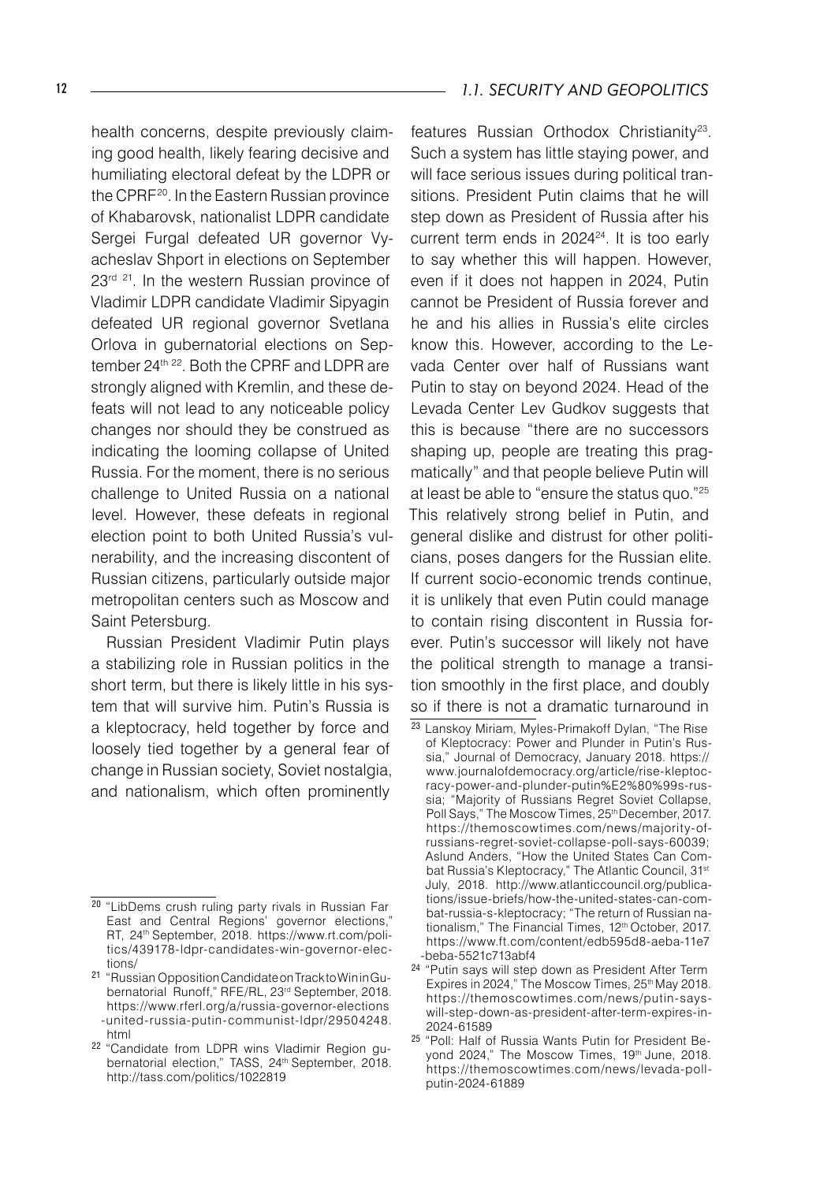health concerns, despite previously claiming good health, likely fearing decisive and humiliating electoral defeat by the LDPR or the CPRF[20]. In the Eastern Russian province of Khabarovsk, nationalist LDPR candidate Sergei Furgal defeated UR governor Vyacheslav Shport in elections on September 23rd [21]. In the western Russian province of Vladimir LDPR candidate Vladimir Sipyagin defeated UR regional governor Svetlana Orlova in gubernatorial elections on September 24th [22]. Both the CPRF and LDPR are strongly aligned with Kremlin, and these defeats will not lead to any noticeable policy changes nor should they be construed as indicating the looming collapse of United Russia. For the moment, there is no serious challenge to United Russia on a national level. However, these defeats in regional election point to both United Russia's vulnerability, and the increasing discontent of Russian citizens, particularly outside major metropolitan centers such as Moscow and Saint Petersburg.

Russian President Vladimir Putin plays a stabilizing role in Russian politics in the short term, but there is likely little in his system that will survive him. Putin's Russia is a kleptocracy, held together by force and loosely tied together by a general fear of change in Russian society, Soviet nostalgia, and nationalism, which often prominently features Russian Orthodox Christianity[23]. Such a system has little staying power, and will face serious issues during political transitions. President Putin claims that he will step down as President of Russia after his current term ends in 2024[24]. It is too early to say whether this will happen. However, even if it does not happen in 2024, Putin cannot be President of Russia forever and he and his allies in Russia's elite circles know this. However, according to the Levada Center over half of Russians want Putin to stay on beyond 2024. Head of the Levada Center Lev Gudkov suggests that this is because "there are no successors shaping up, people are treating this pragmatically" and that people believe Putin will at least be able to "ensure the status quo."[25] This relatively strong belief in Putin, and general dislike and distrust for other politicians, poses dangers for the Russian elite. If current socio-economic trends continue, it is unlikely that even Putin could manage to contain rising discontent in Russia forever. Putin's successor will likely not have the political strength to manage a transition smoothly in the first place, and doubly so if there is not a dramatic turnaround in

---

[20] "LibDems crush ruling party rivals in Russian Far East and Central Regions' governor elections," RT, 24th September, 2018. https://www.rt.com/politics/439178-ldpr-candidates-win-governor-elections/

[21] "Russian Opposition Candidate on Track to Win in Gubernatorial Runoff," RFE/RL, 23rd September, 2018. https://www.rferl.org/a/russia-governor-elections-united-russia-putin-communist-ldpr/29504248.html

[22] "Candidate from LDPR wins Vladimir Region gubernatorial election," TASS, 24th September, 2018. http://tass.com/politics/1022819

[23] Lanskoy Miriam, Myles-Primakoff Dylan, "The Rise of Kleptocracy: Power and Plunder in Putin's Russia," Journal of Democracy, January 2018. https://www.journalofdemocracy.org/article/rise-kleptocracy-power-and-plunder-putin%E2%80%99s-russia; "Majority of Russians Regret Soviet Collapse, Poll Says," The Moscow Times, 25th December, 2017. https://themoscowtimes.com/news/majority-of-russians-regret-soviet-collapse-poll-says-60039; Aslund Anders, "How the United States Can Combat Russia's Kleptocracy," The Atlantic Council, 31st July, 2018. http://www.atlanticcouncil.org/publications/issue-briefs/how-the-united-states-can-combat-russia-s-kleptocracy; "The return of Russian nationalism," The Financial Times, 12th October, 2017. https://www.ft.com/content/edb595d8-aeba-11e7-beba-5521c713abf4

[24] "Putin says will step down as President After Term Expires in 2024," The Moscow Times, 25th May 2018. https://themoscowtimes.com/news/putin-says-will-step-down-as-president-after-term-expires-in-2024-61589

[25] "Poll: Half of Russia Wants Putin for President Beyond 2024," The Moscow Times, 19th June, 2018. https://themoscowtimes.com/news/levada-poll-putin-2024-61889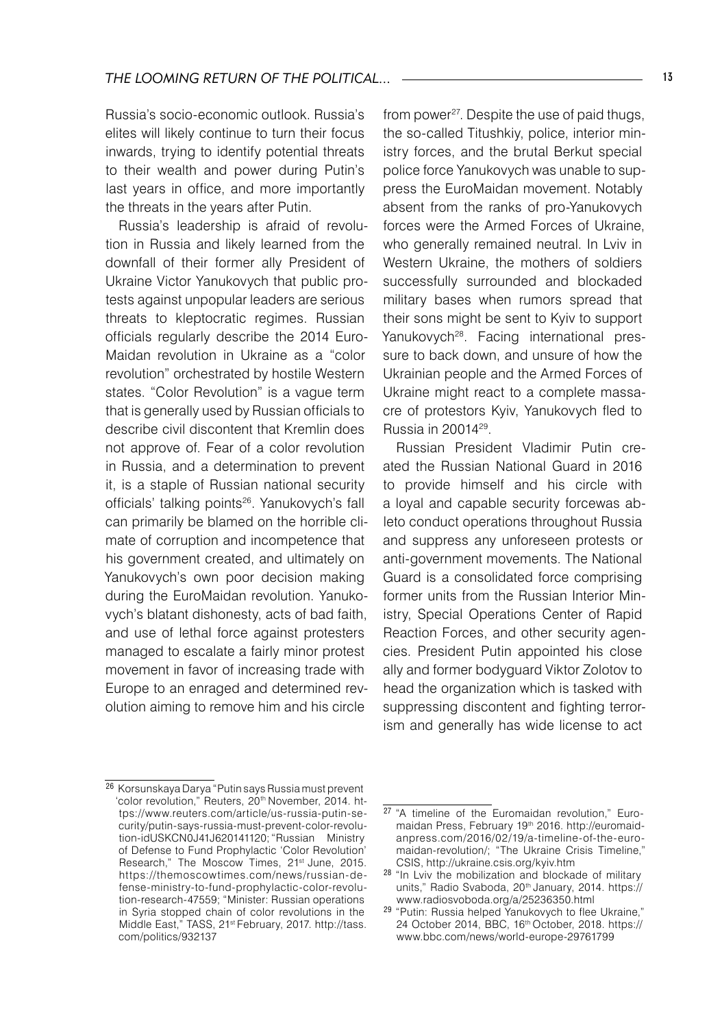Russia's socio-economic outlook. Russia's elites will likely continue to turn their focus inwards, trying to identify potential threats to their wealth and power during Putin's last years in office, and more importantly the threats in the years after Putin.

Russia's leadership is afraid of revolution in Russia and likely learned from the downfall of their former ally President of Ukraine Victor Yanukovych that public protests against unpopular leaders are serious threats to kleptocratic regimes. Russian officials regularly describe the 2014 EuroMaidan revolution in Ukraine as a "color revolution" orchestrated by hostile Western states. "Color Revolution" is a vague term that is generally used by Russian officials to describe civil discontent that Kremlin does not approve of. Fear of a color revolution in Russia, and a determination to prevent it, is a staple of Russian national security officials' talking points[26]. Yanukovych's fall can primarily be blamed on the horrible climate of corruption and incompetence that his government created, and ultimately on Yanukovych's own poor decision making during the EuroMaidan revolution. Yanukovych's blatant dishonesty, acts of bad faith, and use of lethal force against protesters managed to escalate a fairly minor protest movement in favor of increasing trade with Europe to an enraged and determined revolution aiming to remove him and his circle from power[27]. Despite the use of paid thugs, the so-called Titushkiy, police, interior ministry forces, and the brutal Berkut special police force Yanukovych was unable to suppress the EuroMaidan movement. Notably absent from the ranks of pro-Yanukovych forces were the Armed Forces of Ukraine, who generally remained neutral. In Lviv in Western Ukraine, the mothers of soldiers successfully surrounded and blockaded military bases when rumors spread that their sons might be sent to Kyiv to support Yanukovych[28]. Facing international pressure to back down, and unsure of how the Ukrainian people and the Armed Forces of Ukraine might react to a complete massacre of protestors Kyiv, Yanukovych fled to Russia in 20014[29].

Russian President Vladimir Putin created the Russian National Guard in 2016 to provide himself and his circle with a loyal and capable security forcewas ableto conduct operations throughout Russia and suppress any unforeseen protests or anti-government movements. The National Guard is a consolidated force comprising former units from the Russian Interior Ministry, Special Operations Center of Rapid Reaction Forces, and other security agencies. President Putin appointed his close ally and former bodyguard Viktor Zolotov to head the organization which is tasked with suppressing discontent and fighting terrorism and generally has wide license to act

---

[26] Korsunskaya Darya "Putin says Russia must prevent 'color revolution," Reuters, 20th November, 2014. https://www.reuters.com/article/us-russia-putin-security/putin-says-russia-must-prevent-color-revolution-idUSKCN0J41J620141120; "Russian Ministry of Defense to Fund Prophylactic 'Color Revolution' Research," The Moscow Times, 21st June, 2015. https://themoscowtimes.com/news/russian-defense-ministry-to-fund-prophylactic-color-revolution-research-47559; "Minister: Russian operations in Syria stopped chain of color revolutions in the Middle East," TASS, 21st February, 2017. http://tass.com/politics/932137

[27] "A timeline of the Euromaidan revolution," Euromaidan Press, February 19th 2016. http://euromaidanpress.com/2016/02/19/a-timeline-of-the-euromaidan-revolution/; "The Ukraine Crisis Timeline," CSIS, http://ukraine.csis.org/kyiv.htm

[28] "In Lviv the mobilization and blockade of military units," Radio Svaboda, 20th January, 2014. https://www.radiosvoboda.org/a/25236350.html

[29] "Putin: Russia helped Yanukovych to flee Ukraine," 24 October 2014, BBC, 16th October, 2018. https://www.bbc.com/news/world-europe-29761799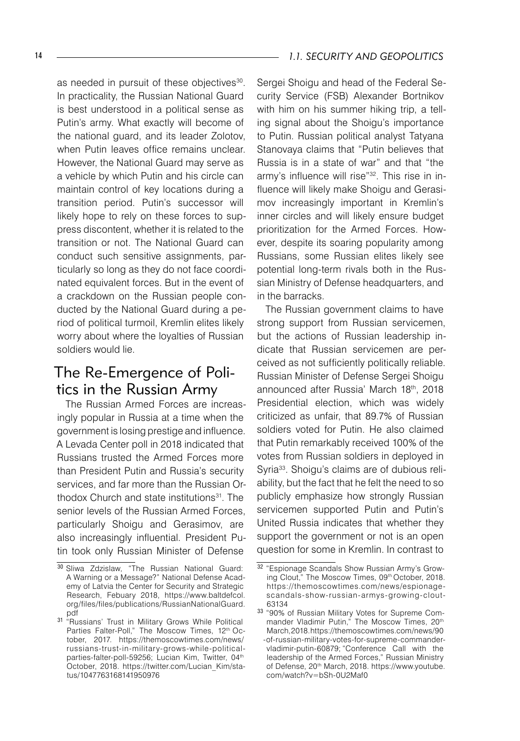as needed in pursuit of these objectives[30]. In practicality, the Russian National Guard is best understood in a political sense as Putin's army. What exactly will become of the national guard, and its leader Zolotov, when Putin leaves office remains unclear. However, the National Guard may serve as a vehicle by which Putin and his circle can maintain control of key locations during a transition period. Putin's successor will likely hope to rely on these forces to suppress discontent, whether it is related to the transition or not. The National Guard can conduct such sensitive assignments, particularly so long as they do not face coordinated equivalent forces. But in the event of a crackdown on the Russian people conducted by the National Guard during a period of political turmoil, Kremlin elites likely worry about where the loyalties of Russian soldiers would lie.

## The Re-Emergence of Politics in the Russian Army

The Russian Armed Forces are increasingly popular in Russia at a time when the government is losing prestige and influence. A Levada Center poll in 2018 indicated that Russians trusted the Armed Forces more than President Putin and Russia's security services, and far more than the Russian Orthodox Church and state institutions[31]. The senior levels of the Russian Armed Forces, particularly Shoigu and Gerasimov, are also increasingly influential. President Putin took only Russian Minister of Defense Sergei Shoigu and head of the Federal Security Service (FSB) Alexander Bortnikov with him on his summer hiking trip, a telling signal about the Shoigu's importance to Putin. Russian political analyst Tatyana Stanovaya claims that "Putin believes that Russia is in a state of war" and that "the army's influence will rise"[32]. This rise in influence will likely make Shoigu and Gerasimov increasingly important in Kremlin's inner circles and will likely ensure budget prioritization for the Armed Forces. However, despite its soaring popularity among Russians, some Russian elites likely see potential long-term rivals both in the Russian Ministry of Defense headquarters, and in the barracks.

The Russian government claims to have strong support from Russian servicemen, but the actions of Russian leadership indicate that Russian servicemen are perceived as not sufficiently politically reliable. Russian Minister of Defense Sergei Shoigu announced after Russia' March 18th, 2018 Presidential election, which was widely criticized as unfair, that 89.7% of Russian soldiers voted for Putin. He also claimed that Putin remarkably received 100% of the votes from Russian soldiers in deployed in Syria[33]. Shoigu's claims are of dubious reliability, but the fact that he felt the need to so publicly emphasize how strongly Russian servicemen supported Putin and Putin's United Russia indicates that whether they support the government or not is an open question for some in Kremlin. In contrast to

---

[30] Sliwa Zdzislaw, "The Russian National Guard: A Warning or a Message?" National Defense Academy of Latvia the Center for Security and Strategic Research, Febuary 2018, https://www.baltdefcol.org/files/files/publications/RussianNationalGuard.pdf

[31] "Russians' Trust in Military Grows While Political Parties Falter-Poll," The Moscow Times, 12th October, 2017. https://themoscowtimes.com/news/russians-trust-in-military-grows-while-political-parties-falter-poll-59256; Lucian Kim, Twitter, 04th October, 2018. https://twitter.com/Lucian_Kim/status/1047763168141950976

[32] "Espionage Scandals Show Russian Army's Growing Clout," The Moscow Times, 09th October, 2018. https://themoscowtimes.com/news/espionage-scandals-show-russian-armys-growing-clout-63134

[33] "90% of Russian Military Votes for Supreme Commander Vladimir Putin," The Moscow Times, 20th March,2018.https://themoscowtimes.com/news/90-of-russian-military-votes-for-supreme-commander-vladimir-putin-60879; "Conference Call with the leadership of the Armed Forces," Russian Ministry of Defense, 20th March, 2018. https://www.youtube.com/watch?v=bSh-0U2Maf0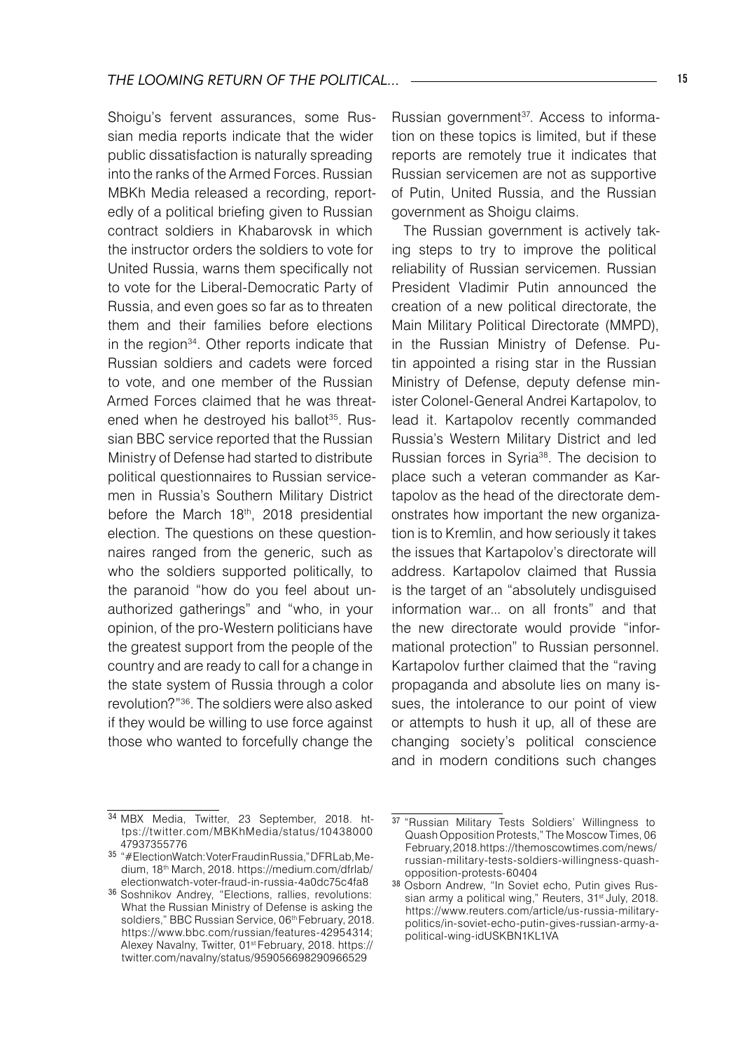Shoigu's fervent assurances, some Russian media reports indicate that the wider public dissatisfaction is naturally spreading into the ranks of the Armed Forces. Russian MBKh Media released a recording, reportedly of a political briefing given to Russian contract soldiers in Khabarovsk in which the instructor orders the soldiers to vote for United Russia, warns them specifically not to vote for the Liberal-Democratic Party of Russia, and even goes so far as to threaten them and their families before elections in the region[34]. Other reports indicate that Russian soldiers and cadets were forced to vote, and one member of the Russian Armed Forces claimed that he was threatened when he destroyed his ballot[35]. Russian BBC service reported that the Russian Ministry of Defense had started to distribute political questionnaires to Russian servicemen in Russia's Southern Military District before the March 18th, 2018 presidential election. The questions on these questionnaires ranged from the generic, such as who the soldiers supported politically, to the paranoid "how do you feel about unauthorized gatherings" and "who, in your opinion, of the pro-Western politicians have the greatest support from the people of the country and are ready to call for a change in the state system of Russia through a color revolution?"[36]. The soldiers were also asked if they would be willing to use force against those who wanted to forcefully change the Russian government[37]. Access to information on these topics is limited, but if these reports are remotely true it indicates that Russian servicemen are not as supportive of Putin, United Russia, and the Russian government as Shoigu claims.

The Russian government is actively taking steps to try to improve the political reliability of Russian servicemen. Russian President Vladimir Putin announced the creation of a new political directorate, the Main Military Political Directorate (MMPD), in the Russian Ministry of Defense. Putin appointed a rising star in the Russian Ministry of Defense, deputy defense minister Colonel-General Andrei Kartapolov, to lead it. Kartapolov recently commanded Russia's Western Military District and led Russian forces in Syria[38]. The decision to place such a veteran commander as Kartapolov as the head of the directorate demonstrates how important the new organization is to Kremlin, and how seriously it takes the issues that Kartapolov's directorate will address. Kartapolov claimed that Russia is the target of an "absolutely undisguised information war... on all fronts" and that the new directorate would provide "informational protection" to Russian personnel. Kartapolov further claimed that the "raving propaganda and absolute lies on many issues, the intolerance to our point of view or attempts to hush it up, all of these are changing society's political conscience and in modern conditions such changes

---

[34] MBX Media, Twitter, 23 September, 2018. https://twitter.com/MBKhMedia/status/1043800047937355776

[35] "#ElectionWatch: Voter Fraud in Russia," DFRLab, Medium, 18th March, 2018. https://medium.com/dfrlab/electionwatch-voter-fraud-in-russia-4a0dc75c4fa8

[36] Soshnikov Andrey, "Elections, rallies, revolutions: What the Russian Ministry of Defense is asking the soldiers," BBC Russian Service, 06th February, 2018. https://www.bbc.com/russian/features-42954314; Alexey Navalny, Twitter, 01st February, 2018. https://twitter.com/navalny/status/959056698290966529

[37] "Russian Military Tests Soldiers' Willingness to Quash Opposition Protests," The Moscow Times, 06 February, 2018. https://themoscowtimes.com/news/russian-military-tests-soldiers-willingness-quash-opposition-protests-60404

[38] Osborn Andrew, "In Soviet echo, Putin gives Russian army a political wing," Reuters, 31st July, 2018. https://www.reuters.com/article/us-russia-military-politics/in-soviet-echo-putin-gives-russian-army-a-political-wing-idUSKBN1KL1VA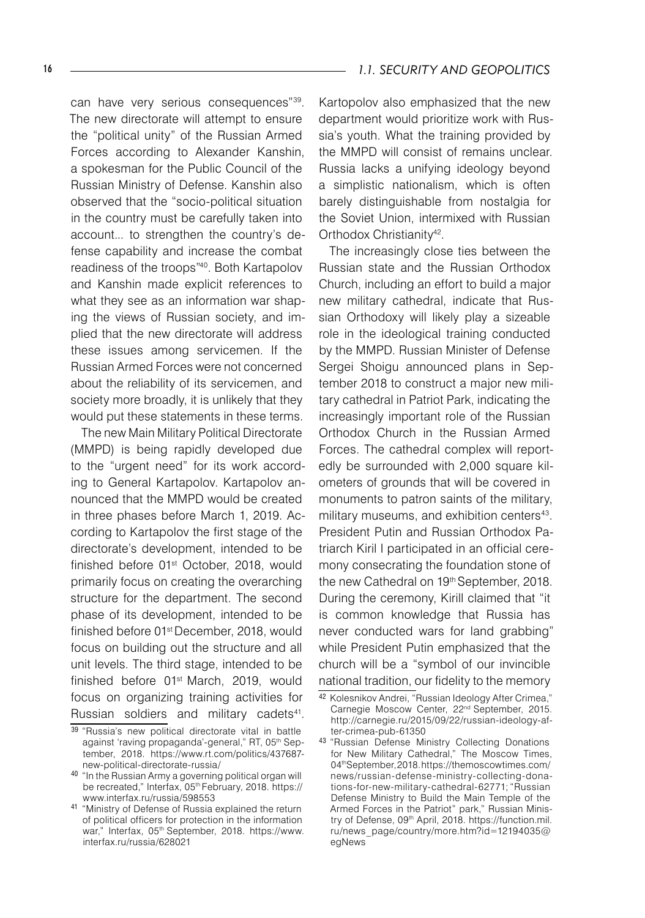can have very serious consequences"[39]. The new directorate will attempt to ensure the "political unity" of the Russian Armed Forces according to Alexander Kanshin, a spokesman for the Public Council of the Russian Ministry of Defense. Kanshin also observed that the "socio-political situation in the country must be carefully taken into account... to strengthen the country's defense capability and increase the combat readiness of the troops"[40]. Both Kartapolov and Kanshin made explicit references to what they see as an information war shaping the views of Russian society, and implied that the new directorate will address these issues among servicemen. If the Russian Armed Forces were not concerned about the reliability of its servicemen, and society more broadly, it is unlikely that they would put these statements in these terms.

The new Main Military Political Directorate (MMPD) is being rapidly developed due to the "urgent need" for its work according to General Kartapolov. Kartapolov announced that the MMPD would be created in three phases before March 1, 2019. According to Kartapolov the first stage of the directorate's development, intended to be finished before 01st October, 2018, would primarily focus on creating the overarching structure for the department. The second phase of its development, intended to be finished before 01st December, 2018, would focus on building out the structure and all unit levels. The third stage, intended to be finished before 01st March, 2019, would focus on organizing training activities for Russian soldiers and military cadets[41]. Kartopolov also emphasized that the new department would prioritize work with Russia's youth. What the training provided by the MMPD will consist of remains unclear. Russia lacks a unifying ideology beyond a simplistic nationalism, which is often barely distinguishable from nostalgia for the Soviet Union, intermixed with Russian Orthodox Christianity[42].

The increasingly close ties between the Russian state and the Russian Orthodox Church, including an effort to build a major new military cathedral, indicate that Russian Orthodoxy will likely play a sizeable role in the ideological training conducted by the MMPD. Russian Minister of Defense Sergei Shoigu announced plans in September 2018 to construct a major new military cathedral in Patriot Park, indicating the increasingly important role of the Russian Orthodox Church in the Russian Armed Forces. The cathedral complex will reportedly be surrounded with 2,000 square kilometers of grounds that will be covered in monuments to patron saints of the military, military museums, and exhibition centers[43]. President Putin and Russian Orthodox Patriarch Kiril I participated in an official ceremony consecrating the foundation stone of the new Cathedral on 19th September, 2018. During the ceremony, Kirill claimed that "it is common knowledge that Russia has never conducted wars for land grabbing" while President Putin emphasized that the church will be a "symbol of our invincible national tradition, our fidelity to the memory

---

[39] "Russia's new political directorate vital in battle against 'raving propaganda'-general," RT, 05th September, 2018. https://www.rt.com/politics/437687-new-political-directorate-russia/

[40] "In the Russian Army a governing political organ will be recreated," Interfax, 05th February, 2018. https://www.interfax.ru/russia/598553

[41] "Ministry of Defense of Russia explained the return of political officers for protection in the information war," Interfax, 05th September, 2018. https://www.interfax.ru/russia/628021

[42] Kolesnikov Andrei, "Russian Ideology After Crimea," Carnegie Moscow Center, 22nd September, 2015. http://carnegie.ru/2015/09/22/russian-ideology-after-crimea-pub-61350

[43] "Russian Defense Ministry Collecting Donations for New Military Cathedral," The Moscow Times, 04th September, 2018. https://themoscowtimes.com/news/russian-defense-ministry-collecting-donations-for-new-military-cathedral-62771; "Russian Defense Ministry to Build the Main Temple of the Armed Forces in the Patriot" park," Russian Ministry of Defense, 09th April, 2018. https://function.mil.ru/news_page/country/more.htm?id=12194035@egNews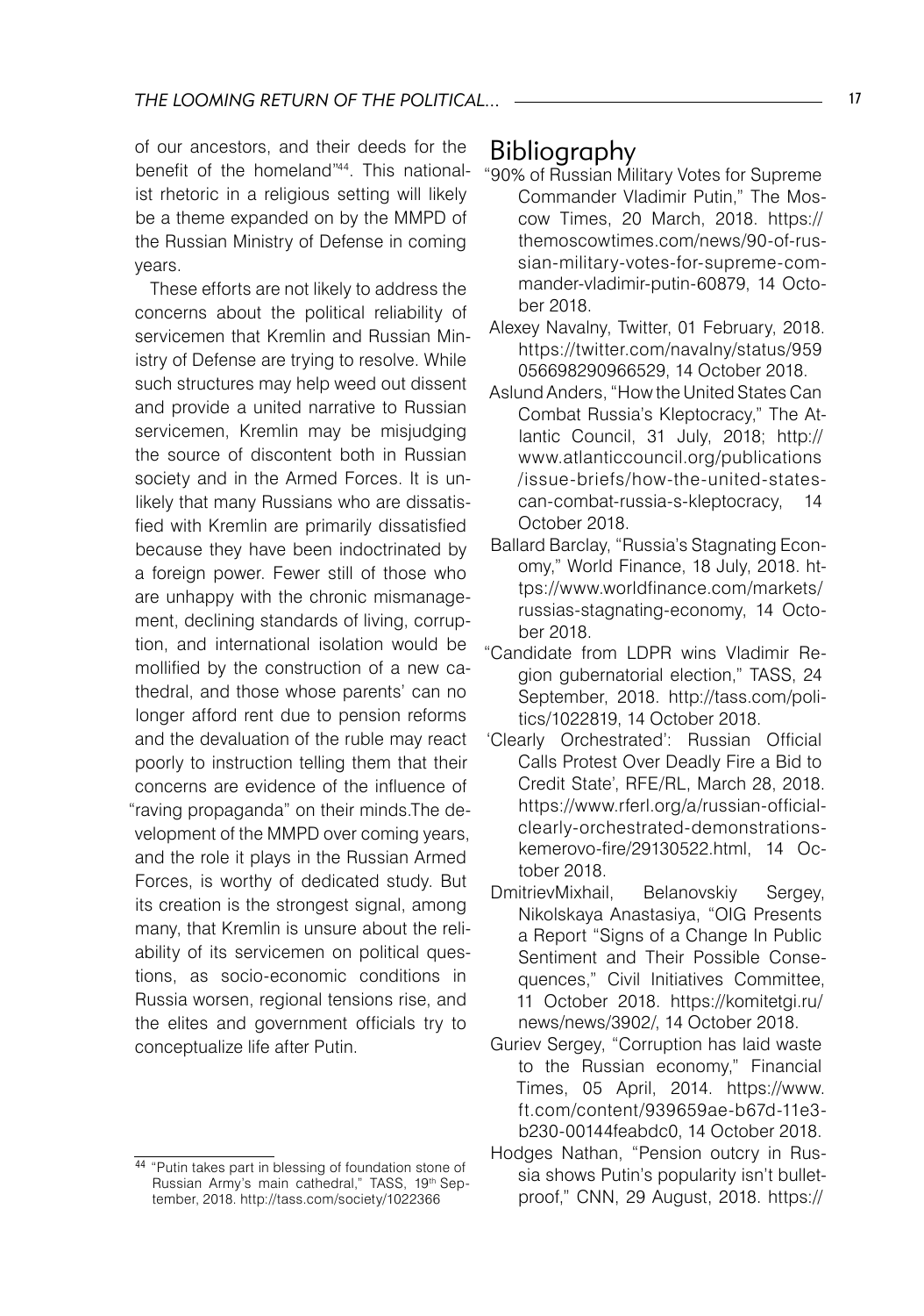of our ancestors, and their deeds for the benefit of the homeland"[44]. This nationalist rhetoric in a religious setting will likely be a theme expanded on by the MMPD of the Russian Ministry of Defense in coming years.

These efforts are not likely to address the concerns about the political reliability of servicemen that Kremlin and Russian Ministry of Defense are trying to resolve. While such structures may help weed out dissent and provide a united narrative to Russian servicemen, Kremlin may be misjudging the source of discontent both in Russian society and in the Armed Forces. It is unlikely that many Russians who are dissatisfied with Kremlin are primarily dissatisfied because they have been indoctrinated by a foreign power. Fewer still of those who are unhappy with the chronic mismanagement, declining standards of living, corruption, and international isolation would be mollified by the construction of a new cathedral, and those whose parents' can no longer afford rent due to pension reforms and the devaluation of the ruble may react poorly to instruction telling them that their concerns are evidence of the influence of "raving propaganda" on their minds.The development of the MMPD over coming years, and the role it plays in the Russian Armed Forces, is worthy of dedicated study. But its creation is the strongest signal, among many, that Kremlin is unsure about the reliability of its servicemen on political questions, as socio-economic conditions in Russia worsen, regional tensions rise, and the elites and government officials try to conceptualize life after Putin.

[44] "Putin takes part in blessing of foundation stone of Russian Army's main cathedral," TASS, 19th September, 2018. http://tass.com/society/1022366

## Bibliography

"90% of Russian Military Votes for Supreme Commander Vladimir Putin," The Moscow Times, 20 March, 2018. https://themoscowtimes.com/news/90-of-russian-military-votes-for-supreme-commander-vladimir-putin-60879, 14 October 2018.

Alexey Navalny, Twitter, 01 February, 2018. https://twitter.com/navalny/status/959056698290966529, 14 October 2018.

Aslund Anders, "How the United States Can Combat Russia's Kleptocracy," The Atlantic Council, 31 July, 2018; http://www.atlanticcouncil.org/publications/issue-briefs/how-the-united-states-can-combat-russia-s-kleptocracy, 14 October 2018.

Ballard Barclay, "Russia's Stagnating Economy," World Finance, 18 July, 2018. https://www.worldfinance.com/markets/russias-stagnating-economy, 14 October 2018.

"Candidate from LDPR wins Vladimir Region gubernatorial election," TASS, 24 September, 2018. http://tass.com/politics/1022819, 14 October 2018.

'Clearly Orchestrated': Russian Official Calls Protest Over Deadly Fire a Bid to Credit State', RFE/RL, March 28, 2018. https://www.rferl.org/a/russian-official-clearly-orchestrated-demonstrations-kemerovo-fire/29130522.html, 14 October 2018.

DmitrievMixhail, Belanovskiy Sergey, Nikolskaya Anastasiya, "OIG Presents a Report "Signs of a Change In Public Sentiment and Their Possible Consequences," Civil Initiatives Committee, 11 October 2018. https://komitetgi.ru/news/news/3902/, 14 October 2018.

Guriev Sergey, "Corruption has laid waste to the Russian economy," Financial Times, 05 April, 2014. https://www.ft.com/content/939659ae-b67d-11e3-b230-00144feabdc0, 14 October 2018.

Hodges Nathan, "Pension outcry in Russia shows Putin's popularity isn't bulletproof," CNN, 29 August, 2018. https://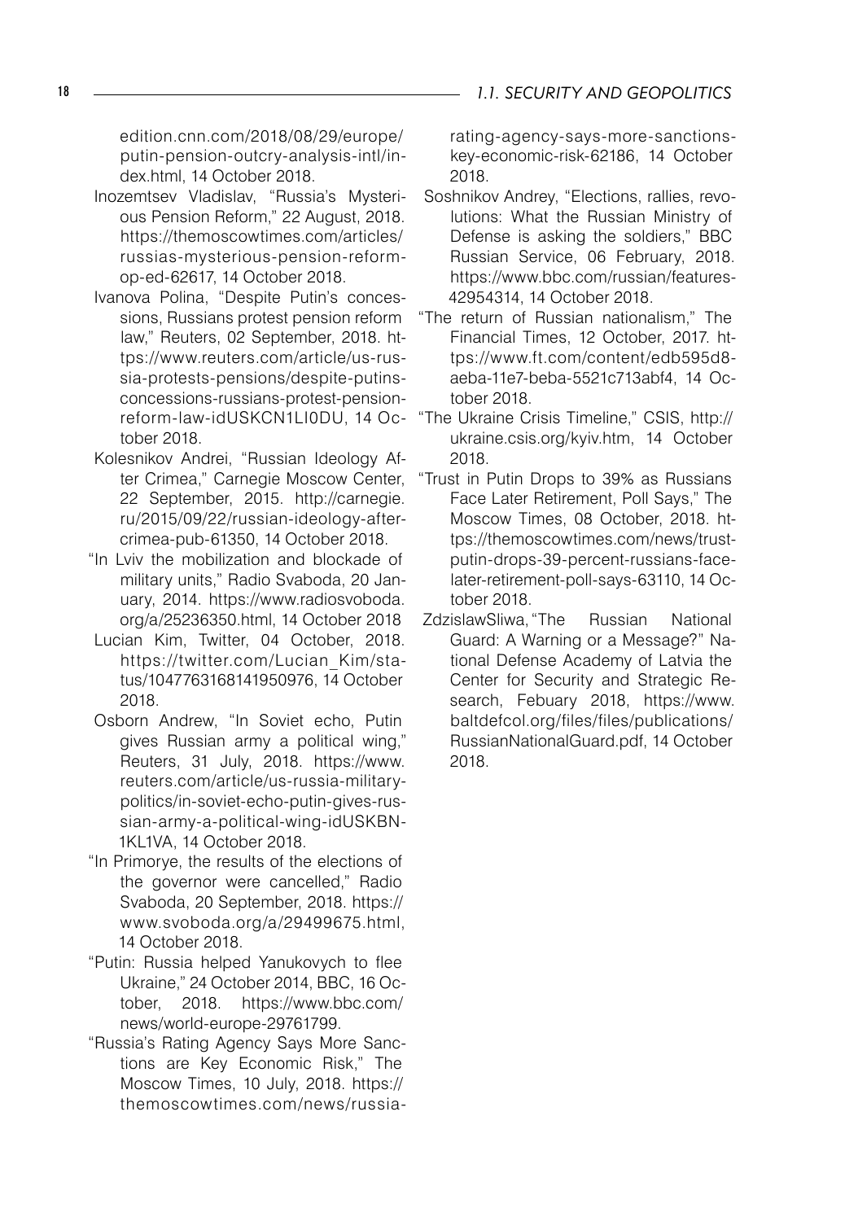edition.cnn.com/2018/08/29/europe/putin-pension-outcry-analysis-intl/index.html, 14 October 2018.

Inozemtsev Vladislav, "Russia's Mysterious Pension Reform," 22 August, 2018. https://themoscowtimes.com/articles/russias-mysterious-pension-reform-op-ed-62617, 14 October 2018.

Ivanova Polina, "Despite Putin's concessions, Russians protest pension reform law," Reuters, 02 September, 2018. https://www.reuters.com/article/us-russia-protests-pensions/despite-putins-concessions-russians-protest-pension-reform-law-idUSKCN1LI0DU, 14 October 2018.

Kolesnikov Andrei, "Russian Ideology After Crimea," Carnegie Moscow Center, 22 September, 2015. http://carnegie.ru/2015/09/22/russian-ideology-after-crimea-pub-61350, 14 October 2018.

"In Lviv the mobilization and blockade of military units," Radio Svaboda, 20 January, 2014. https://www.radiosvoboda.org/a/25236350.html, 14 October 2018

Lucian Kim, Twitter, 04 October, 2018. https://twitter.com/Lucian_Kim/status/1047763168141950976, 14 October 2018.

Osborn Andrew, "In Soviet echo, Putin gives Russian army a political wing," Reuters, 31 July, 2018. https://www.reuters.com/article/us-russia-military-politics/in-soviet-echo-putin-gives-russian-army-a-political-wing-idUSKBN1KL1VA, 14 October 2018.

"In Primorye, the results of the elections of the governor were cancelled," Radio Svaboda, 20 September, 2018. https://www.svoboda.org/a/29499675.html, 14 October 2018.

"Putin: Russia helped Yanukovych to flee Ukraine," 24 October 2014, BBC, 16 October, 2018. https://www.bbc.com/news/world-europe-29761799.

"Russia's Rating Agency Says More Sanctions are Key Economic Risk," The Moscow Times, 10 July, 2018. https://themoscowtimes.com/news/russia-rating-agency-says-more-sanctions-key-economic-risk-62186, 14 October 2018.

Soshnikov Andrey, "Elections, rallies, revolutions: What the Russian Ministry of Defense is asking the soldiers," BBC Russian Service, 06 February, 2018. https://www.bbc.com/russian/features-42954314, 14 October 2018.

"The return of Russian nationalism," The Financial Times, 12 October, 2017. https://www.ft.com/content/edb595d8-aeba-11e7-beba-5521c713abf4, 14 October 2018.

"The Ukraine Crisis Timeline," CSIS, http://ukraine.csis.org/kyiv.htm, 14 October 2018.

"Trust in Putin Drops to 39% as Russians Face Later Retirement, Poll Says," The Moscow Times, 08 October, 2018. https://themoscowtimes.com/news/trust-putin-drops-39-percent-russians-face-later-retirement-poll-says-63110, 14 October 2018.

ZdzislawSliwa, "The Russian National Guard: A Warning or a Message?" National Defense Academy of Latvia the Center for Security and Strategic Research, Febuary 2018, https://www.baltdefcol.org/files/files/publications/RussianNationalGuard.pdf, 14 October 2018.